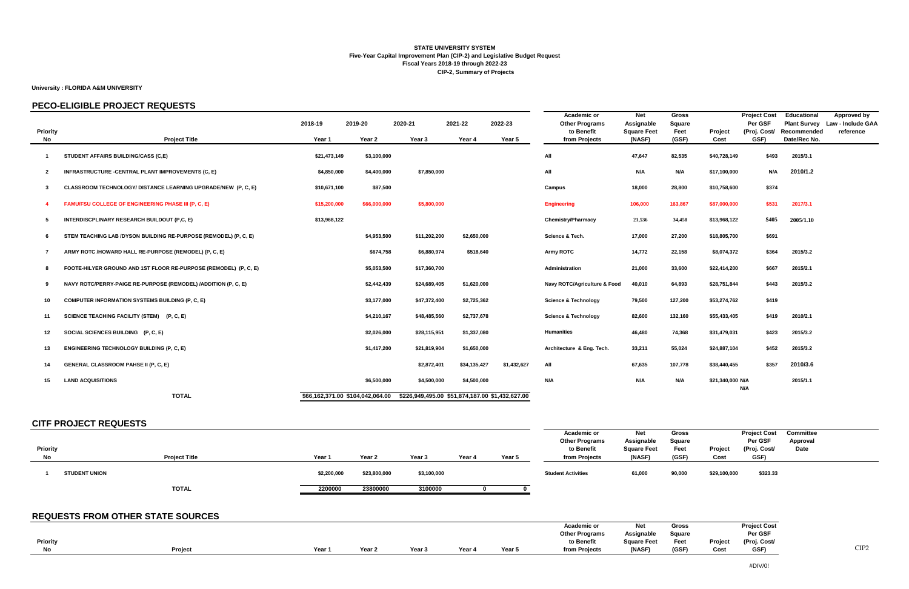**STATE UNIVERSITY SYSTEM**
**Five-Year Capital Improvement Plan (CIP-2) and Legislative Budget Request**
**Fiscal Years 2018-19 through 2022-23**
**CIP-2, Summary of Projects**

**University : FLORIDA A&M UNIVERSITY**

## PECO-ELIGIBLE PROJECT REQUESTS

| Priority No | Project Title | 2018-19 Year 1 | 2019-20 Year 2 | 2020-21 Year 3 | 2021-22 Year 4 | 2022-23 Year 5 | Academic or Other Programs to Benefit from Projects | Net Assignable Square Feet (NASF) | Gross Square Feet (GSF) | Project Cost | Project Cost Per GSF (Proj. Cost/ GSF) | Educational Plant Survey Recommended Date/Rec No. | Approved by Law - Include GAA reference |
|---|---|---|---|---|---|---|---|---|---|---|---|---|---|
| 1 | STUDENT AFFAIRS BUILDING/CASS (C,E) | $21,473,149 | $3,100,000 | | | | All | 47,647 | 82,535 | $40,728,149 | $493 | 2015/3.1 | |
| 2 | INFRASTRUCTURE -CENTRAL PLANT IMPROVEMENTS (C, E) | $4,850,000 | $4,400,000 | $7,850,000 | | | All | N/A | N/A | $17,100,000 | N/A | 2010/1.2 | |
| 3 | CLASSROOM TECHNOLOGY/ DISTANCE LEARNING UPGRADE/NEW (P, C, E) | $10,671,100 | $87,500 | | | | Campus | 18,000 | 28,800 | $10,758,600 | $374 | | |
| 4 | FAMU/FSU COLLEGE OF ENGINEERING PHASE III (P, C, E) | $15,200,000 | $66,000,000 | $5,800,000 | | | Engineering | 106,000 | 163,867 | $87,000,000 | $531 | 2017/3.1 | |
| 5 | INTERDISCPLINARY RESEARCH BUILDOUT (P,C, E) | $13,968,122 | | | | | Chemistry/Pharmacy | 21,536 | 34,458 | $13,968,122 | $405 | 2005/1.10 | |
| 6 | STEM TEACHING LAB /DYSON BUILDING RE-PURPOSE (REMODEL) (P, C, E) | | $4,953,500 | $11,202,200 | $2,650,000 | | Science & Tech. | 17,000 | 27,200 | $18,805,700 | $691 | | |
| 7 | ARMY ROTC /HOWARD HALL RE-PURPOSE (REMODEL) (P, C, E) | | $674,758 | $6,880,974 | $518,640 | | Army ROTC | 14,772 | 22,158 | $8,074,372 | $364 | 2015/3.2 | |
| 8 | FOOTE-HILYER GROUND AND 1ST FLOOR RE-PURPOSE (REMODEL) (P, C, E) | | $5,053,500 | $17,360,700 | | | Administration | 21,000 | 33,600 | $22,414,200 | $667 | 2015/2.1 | |
| 9 | NAVY ROTC/PERRY-PAIGE RE-PURPOSE (REMODEL) /ADDITION (P, C, E) | | $2,442,439 | $24,689,405 | $1,620,000 | | Navy ROTC/Agriculture & Food | 40,010 | 64,893 | $28,751,844 | $443 | 2015/3.2 | |
| 10 | COMPUTER INFORMATION SYSTEMS BUILDING (P, C, E) | | $3,177,000 | $47,372,400 | $2,725,362 | | Science & Technology | 79,500 | 127,200 | $53,274,762 | $419 | | |
| 11 | SCIENCE TEACHING FACILITY (STEM) (P, C, E) | | $4,210,167 | $48,485,560 | $2,737,678 | | Science & Technology | 82,600 | 132,160 | $55,433,405 | $419 | 2010/2.1 | |
| 12 | SOCIAL SCIENCES BUILDING (P, C, E) | | $2,026,000 | $28,115,951 | $1,337,080 | | Humanities | 46,480 | 74,368 | $31,479,031 | $423 | 2015/3.2 | |
| 13 | ENGINEERING TECHNOLOGY BUILDING (P, C, E) | | $1,417,200 | $21,819,904 | $1,650,000 | | Architecture & Eng. Tech. | 33,211 | 55,024 | $24,887,104 | $452 | 2015/3.2 | |
| 14 | GENERAL CLASSROOM PAHSE II (P, C, E) | | | $2,872,401 | $34,135,427 | $1,432,627 | All | 67,635 | 107,778 | $38,440,455 | $357 | 2010/3.6 | |
| 15 | LAND ACQUISITIONS | | $6,500,000 | $4,500,000 | $4,500,000 | | N/A | N/A | N/A | $21,340,000 | N/A N/A | 2015/1.1 | |
| | **TOTAL** | $66,162,371.00 | $104,042,064.00 | $226,949,495.00 | $51,874,187.00 | $1,432,627.00 | | | | | | | |

## CITF PROJECT REQUESTS

| Priority No | Project Title | Year 1 | Year 2 | Year 3 | Year 4 | Year 5 | Academic or Other Programs to Benefit from Projects | Net Assignable Square Feet (NASF) | Gross Square Feet (GSF) | Project Cost | Project Cost Per GSF (Proj. Cost/ GSF) | Committee Approval Date |
|---|---|---|---|---|---|---|---|---|---|---|---|---|
| 1 | STUDENT UNION | $2,200,000 | $23,800,000 | $3,100,000 | | | Student Activities | 61,000 | 90,000 | $29,100,000 | $323.33 | |
| | **TOTAL** | 2200000 | 23800000 | 3100000 | 0 | 0 | | | | | | |

## REQUESTS FROM OTHER STATE SOURCES

| Priority No | Project | Year 1 | Year 2 | Year 3 | Year 4 | Year 5 | Academic or Other Programs to Benefit from Projects | Net Assignable Square Feet (NASF) | Gross Square Feet (GSF) | Project Cost | Project Cost Per GSF (Proj. Cost/ GSF) |
|---|---|---|---|---|---|---|---|---|---|---|---|
| | | | | | | | | | | | #DIV/0! |

CIP2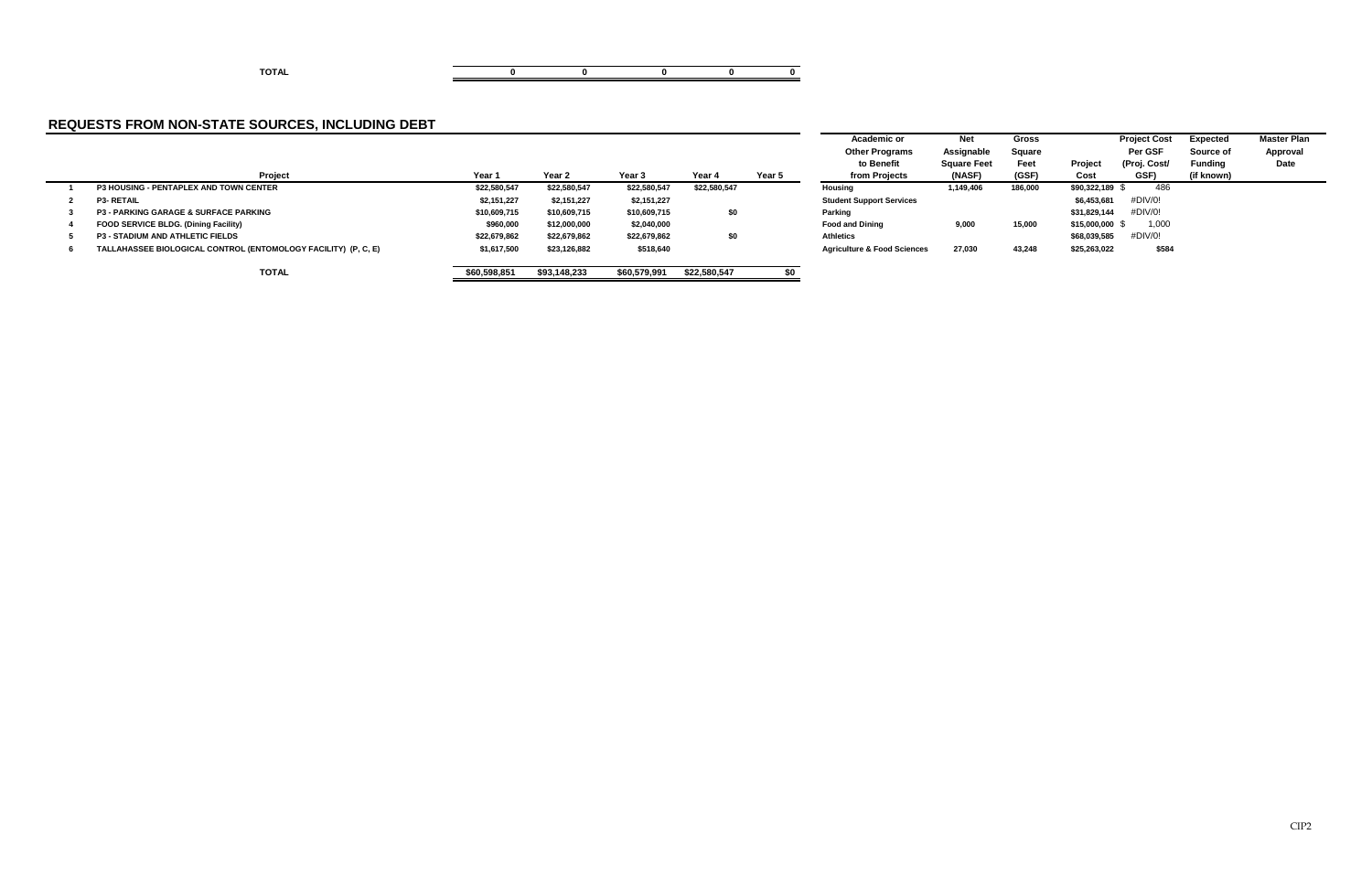| | | | | | |
|---|---|---|---|---|---|
| TOTAL | 0 | 0 | 0 | 0 | 0 |

## REQUESTS FROM NON-STATE SOURCES, INCLUDING DEBT

| | Project | Year 1 | Year 2 | Year 3 | Year 4 | Year 5 | Academic or Other Programs to Benefit from Projects | Net Assignable Square Feet (NASF) | Gross Square Feet (GSF) | Project Cost | Project Cost Per GSF (Proj. Cost/ GSF) | Expected Source of Funding (if known) | Master Plan Approval Date |
|---|---|---|---|---|---|---|---|---|---|---|---|---|---|
| 1 | P3 HOUSING - PENTAPLEX AND TOWN CENTER | $22,580,547 | $22,580,547 | $22,580,547 | $22,580,547 | | Housing | 1,149,406 | 186,000 | $90,322,189 | $ 486 | | |
| 2 | P3- RETAIL | $2,151,227 | $2,151,227 | $2,151,227 | | | Student Support Services | | | $6,453,681 | #DIV/0! | | |
| 3 | P3 - PARKING GARAGE & SURFACE PARKING | $10,609,715 | $10,609,715 | $10,609,715 | $0 | | Parking | | | $31,829,144 | #DIV/0! | | |
| 4 | FOOD SERVICE BLDG. (Dining Facility) | $960,000 | $12,000,000 | $2,040,000 | | | Food and Dining | 9,000 | 15,000 | $15,000,000 | $ 1,000 | | |
| 5 | P3 - STADIUM AND ATHLETIC FIELDS | $22,679,862 | $22,679,862 | $22,679,862 | $0 | | Athletics | | | $68,039,585 | #DIV/0! | | |
| 6 | TALLAHASSEE BIOLOGICAL CONTROL (ENTOMOLOGY FACILITY) (P, C, E) | $1,617,500 | $23,126,882 | $518,640 | | | Agriculture & Food Sciences | 27,030 | 43,248 | $25,263,022 | $584 | | |
| | TOTAL | $60,598,851 | $93,148,233 | $60,579,991 | $22,580,547 | $0 | | | | | | | |